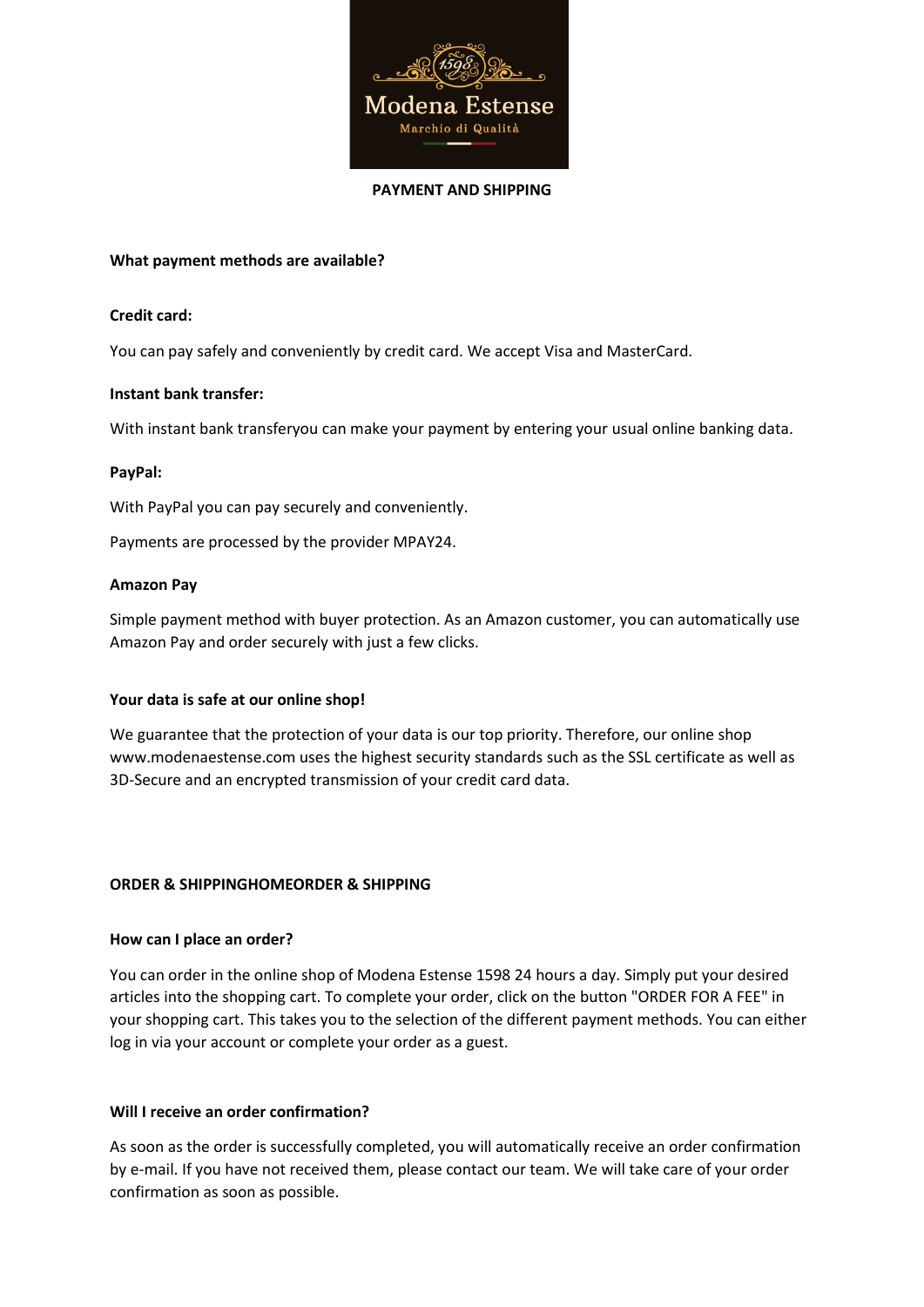Modena Estense

Marchio di Qualità

# PAYMENT AND SHIPPING

**What payment methods are available?**

**Credit card:**

You can pay safely and conveniently by credit card. We accept Visa and MasterCard.

**Instant bank transfer:**

With instant bank transferyou can make your payment by entering your usual online banking data.

**PayPal:**

With PayPal you can pay securely and conveniently.

Payments are processed by the provider MPAY24.

**Amazon Pay**

Simple payment method with buyer protection. As an Amazon customer, you can automatically use Amazon Pay and order securely with just a few clicks.

**Your data is safe at our online shop!**

We guarantee that the protection of your data is our top priority. Therefore, our online shop www.modenaestense.com uses the highest security standards such as the SSL certificate as well as 3D-Secure and an encrypted transmission of your credit card data.

**ORDER & SHIPPINGHOMEORDER & SHIPPING**

**How can I place an order?**

You can order in the online shop of Modena Estense 1598 24 hours a day. Simply put your desired articles into the shopping cart. To complete your order, click on the button "ORDER FOR A FEE" in your shopping cart. This takes you to the selection of the different payment methods. You can either log in via your account or complete your order as a guest.

**Will I receive an order confirmation?**

As soon as the order is successfully completed, you will automatically receive an order confirmation by e-mail. If you have not received them, please contact our team. We will take care of your order confirmation as soon as possible.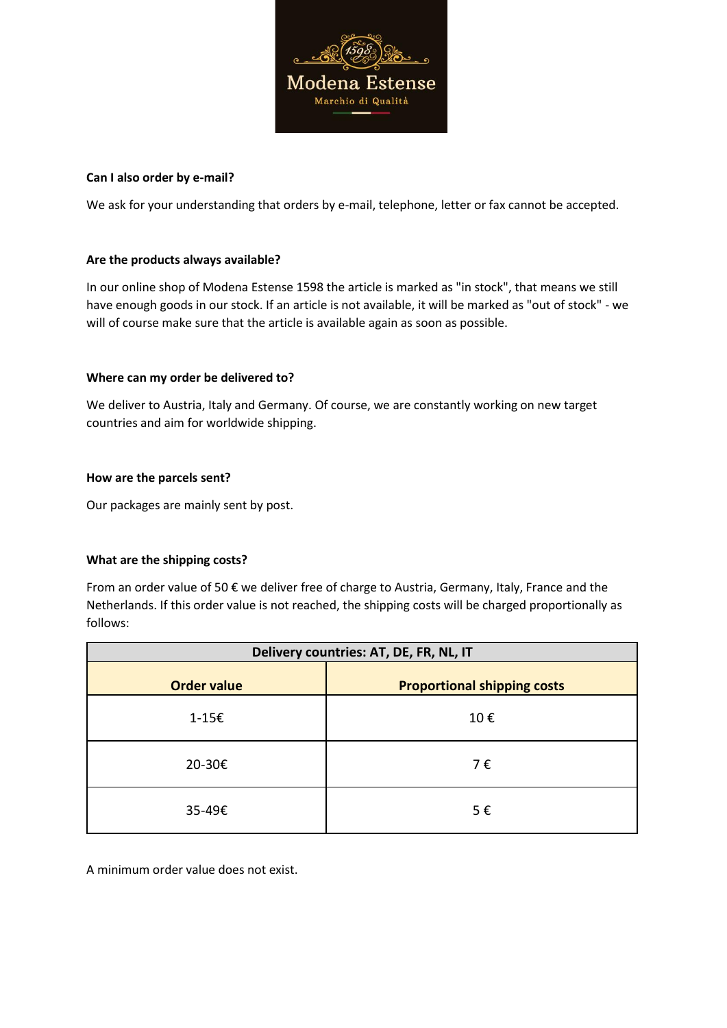**Can I also order by e-mail?**

We ask for your understanding that orders by e-mail, telephone, letter or fax cannot be accepted.

**Are the products always available?**

In our online shop of Modena Estense 1598 the article is marked as "in stock", that means we still have enough goods in our stock. If an article is not available, it will be marked as "out of stock" - we will of course make sure that the article is available again as soon as possible.

**Where can my order be delivered to?**

We deliver to Austria, Italy and Germany. Of course, we are constantly working on new target countries and aim for worldwide shipping.

**How are the parcels sent?**

Our packages are mainly sent by post.

**What are the shipping costs?**

From an order value of 50 € we deliver free of charge to Austria, Germany, Italy, France and the Netherlands. If this order value is not reached, the shipping costs will be charged proportionally as follows:

| Delivery countries: AT, DE, FR, NL, IT | |
|---|---|
| **Order value** | **Proportional shipping costs** |
| 1-15€ | 10 € |
| 20-30€ | 7 € |
| 35-49€ | 5 € |

A minimum order value does not exist.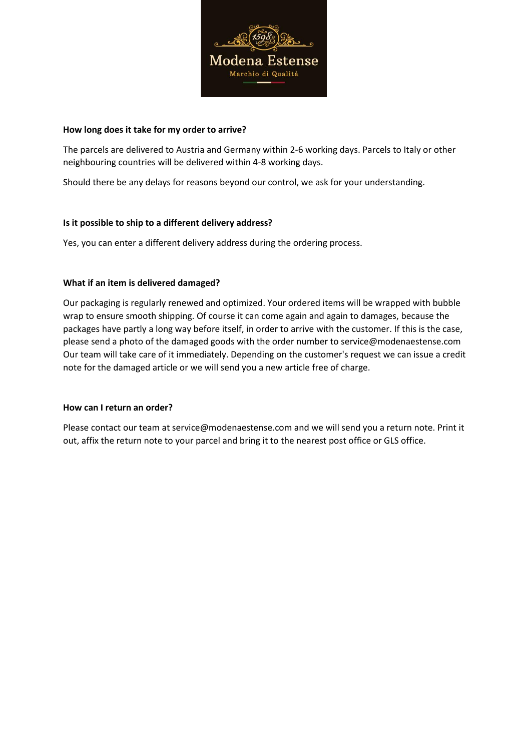**How long does it take for my order to arrive?**

The parcels are delivered to Austria and Germany within 2-6 working days. Parcels to Italy or other neighbouring countries will be delivered within 4-8 working days.

Should there be any delays for reasons beyond our control, we ask for your understanding.

**Is it possible to ship to a different delivery address?**

Yes, you can enter a different delivery address during the ordering process.

**What if an item is delivered damaged?**

Our packaging is regularly renewed and optimized. Your ordered items will be wrapped with bubble wrap to ensure smooth shipping. Of course it can come again and again to damages, because the packages have partly a long way before itself, in order to arrive with the customer. If this is the case, please send a photo of the damaged goods with the order number to service@modenaestense.com Our team will take care of it immediately. Depending on the customer's request we can issue a credit note for the damaged article or we will send you a new article free of charge.

**How can I return an order?**

Please contact our team at service@modenaestense.com and we will send you a return note. Print it out, affix the return note to your parcel and bring it to the nearest post office or GLS office.